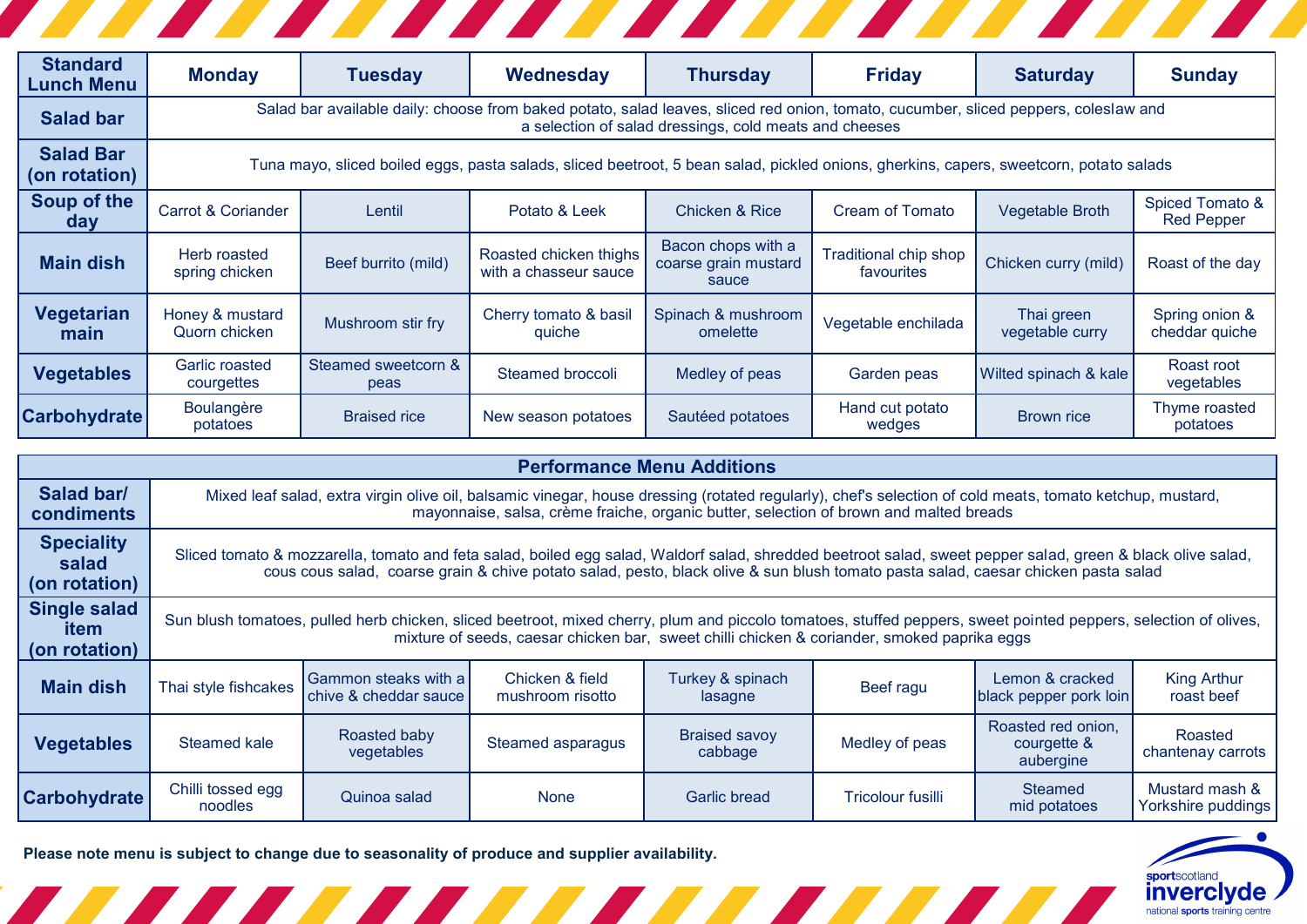| Standard Lunch Menu | Monday | Tuesday | Wednesday | Thursday | Friday | Saturday | Sunday |
|---|---|---|---|---|---|---|---|
| Salad bar | Salad bar available daily: choose from baked potato, salad leaves, sliced red onion, tomato, cucumber, sliced peppers, coleslaw and a selection of salad dressings, cold meats and cheeses | | | | | | |
| Salad Bar (on rotation) | Tuna mayo, sliced boiled eggs, pasta salads, sliced beetroot, 5 bean salad, pickled onions, gherkins, capers, sweetcorn, potato salads | | | | | | |
| Soup of the day | Carrot & Coriander | Lentil | Potato & Leek | Chicken & Rice | Cream of Tomato | Vegetable Broth | Spiced Tomato & Red Pepper |
| Main dish | Herb roasted spring chicken | Beef burrito (mild) | Roasted chicken thighs with a chasseur sauce | Bacon chops with a coarse grain mustard sauce | Traditional chip shop favourites | Chicken curry (mild) | Roast of the day |
| Vegetarian main | Honey & mustard Quorn chicken | Mushroom stir fry | Cherry tomato & basil quiche | Spinach & mushroom omelette | Vegetable enchilada | Thai green vegetable curry | Spring onion & cheddar quiche |
| Vegetables | Garlic roasted courgettes | Steamed sweetcorn & peas | Steamed broccoli | Medley of peas | Garden peas | Wilted spinach & kale | Roast root vegetables |
| Carbohydrate | Boulangère potatoes | Braised rice | New season potatoes | Sautéed potatoes | Hand cut potato wedges | Brown rice | Thyme roasted potatoes |

| Performance Menu Additions | | | | | | | |
|---|---|---|---|---|---|---|---|
| Salad bar/ condiments | Mixed leaf salad, extra virgin olive oil, balsamic vinegar, house dressing (rotated regularly), chef's selection of cold meats, tomato ketchup, mustard, mayonnaise, salsa, crème fraiche, organic butter, selection of brown and malted breads | | | | | | |
| Speciality salad (on rotation) | Sliced tomato & mozzarella, tomato and feta salad, boiled egg salad, Waldorf salad, shredded beetroot salad, sweet pepper salad, green & black olive salad, cous cous salad, coarse grain & chive potato salad, pesto, black olive & sun blush tomato pasta salad, caesar chicken pasta salad | | | | | | |
| Single salad item (on rotation) | Sun blush tomatoes, pulled herb chicken, sliced beetroot, mixed cherry, plum and piccolo tomatoes, stuffed peppers, sweet pointed peppers, selection of olives, mixture of seeds, caesar chicken bar, sweet chilli chicken & coriander, smoked paprika eggs | | | | | | |
| Main dish | Thai style fishcakes | Gammon steaks with a chive & cheddar sauce | Chicken & field mushroom risotto | Turkey & spinach lasagne | Beef ragu | Lemon & cracked black pepper pork loin | King Arthur roast beef |
| Vegetables | Steamed kale | Roasted baby vegetables | Steamed asparagus | Braised savoy cabbage | Medley of peas | Roasted red onion, courgette & aubergine | Roasted chantenay carrots |
| Carbohydrate | Chilli tossed egg noodles | Quinoa salad | None | Garlic bread | Tricolour fusilli | Steamed mid potatoes | Mustard mash & Yorkshire puddings |

**Please note menu is subject to change due to seasonality of produce and supplier availability.**

sportscotland inverclyde national sports training centre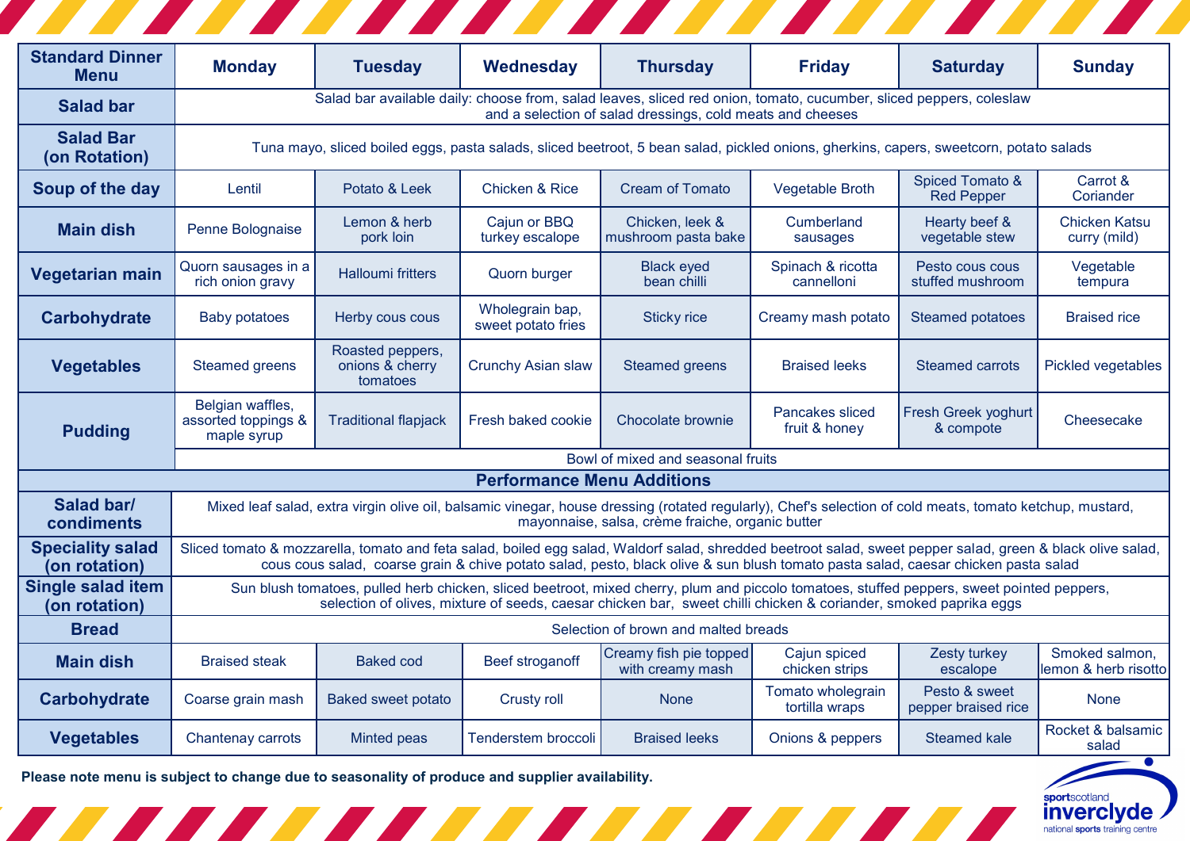| Standard Dinner Menu | Monday | Tuesday | Wednesday | Thursday | Friday | Saturday | Sunday |
|---|---|---|---|---|---|---|---|
| Salad bar | Salad bar available daily: choose from, salad leaves, sliced red onion, tomato, cucumber, sliced peppers, coleslaw and a selection of salad dressings, cold meats and cheeses | | | | | | |
| Salad Bar (on Rotation) | Tuna mayo, sliced boiled eggs, pasta salads, sliced beetroot, 5 bean salad, pickled onions, gherkins, capers, sweetcorn, potato salads | | | | | | |
| Soup of the day | Lentil | Potato & Leek | Chicken & Rice | Cream of Tomato | Vegetable Broth | Spiced Tomato & Red Pepper | Carrot & Coriander |
| Main dish | Penne Bolognaise | Lemon & herb pork loin | Cajun or BBQ turkey escalope | Chicken, leek & mushroom pasta bake | Cumberland sausages | Hearty beef & vegetable stew | Chicken Katsu curry (mild) |
| Vegetarian main | Quorn sausages in a rich onion gravy | Halloumi fritters | Quorn burger | Black eyed bean chilli | Spinach & ricotta cannelloni | Pesto cous cous stuffed mushroom | Vegetable tempura |
| Carbohydrate | Baby potatoes | Herby cous cous | Wholegrain bap, sweet potato fries | Sticky rice | Creamy mash potato | Steamed potatoes | Braised rice |
| Vegetables | Steamed greens | Roasted peppers, onions & cherry tomatoes | Crunchy Asian slaw | Steamed greens | Braised leeks | Steamed carrots | Pickled vegetables |
| Pudding | Belgian waffles, assorted toppings & maple syrup | Traditional flapjack | Fresh baked cookie | Chocolate brownie | Pancakes sliced fruit & honey | Fresh Greek yoghurt & compote | Cheesecake |
| | Bowl of mixed and seasonal fruits | | | | | | |
| **Performance Menu Additions** | | | | | | | |
| Salad bar/ condiments | Mixed leaf salad, extra virgin olive oil, balsamic vinegar, house dressing (rotated regularly), Chef's selection of cold meats, tomato ketchup, mustard, mayonnaise, salsa, crème fraiche, organic butter | | | | | | |
| Speciality salad (on rotation) | Sliced tomato & mozzarella, tomato and feta salad, boiled egg salad, Waldorf salad, shredded beetroot salad, sweet pepper salad, green & black olive salad, cous cous salad, coarse grain & chive potato salad, pesto, black olive & sun blush tomato pasta salad, caesar chicken pasta salad | | | | | | |
| Single salad item (on rotation) | Sun blush tomatoes, pulled herb chicken, sliced beetroot, mixed cherry, plum and piccolo tomatoes, stuffed peppers, sweet pointed peppers, selection of olives, mixture of seeds, caesar chicken bar, sweet chilli chicken & coriander, smoked paprika eggs | | | | | | |
| Bread | Selection of brown and malted breads | | | | | | |
| Main dish | Braised steak | Baked cod | Beef stroganoff | Creamy fish pie topped with creamy mash | Cajun spiced chicken strips | Zesty turkey escalope | Smoked salmon, lemon & herb risotto |
| Carbohydrate | Coarse grain mash | Baked sweet potato | Crusty roll | None | Tomato wholegrain tortilla wraps | Pesto & sweet pepper braised rice | None |
| Vegetables | Chantenay carrots | Minted peas | Tenderstem broccoli | Braised leeks | Onions & peppers | Steamed kale | Rocket & balsamic salad |

**Please note menu is subject to change due to seasonality of produce and supplier availability.**

sportscotland inverclyde national sports training centre